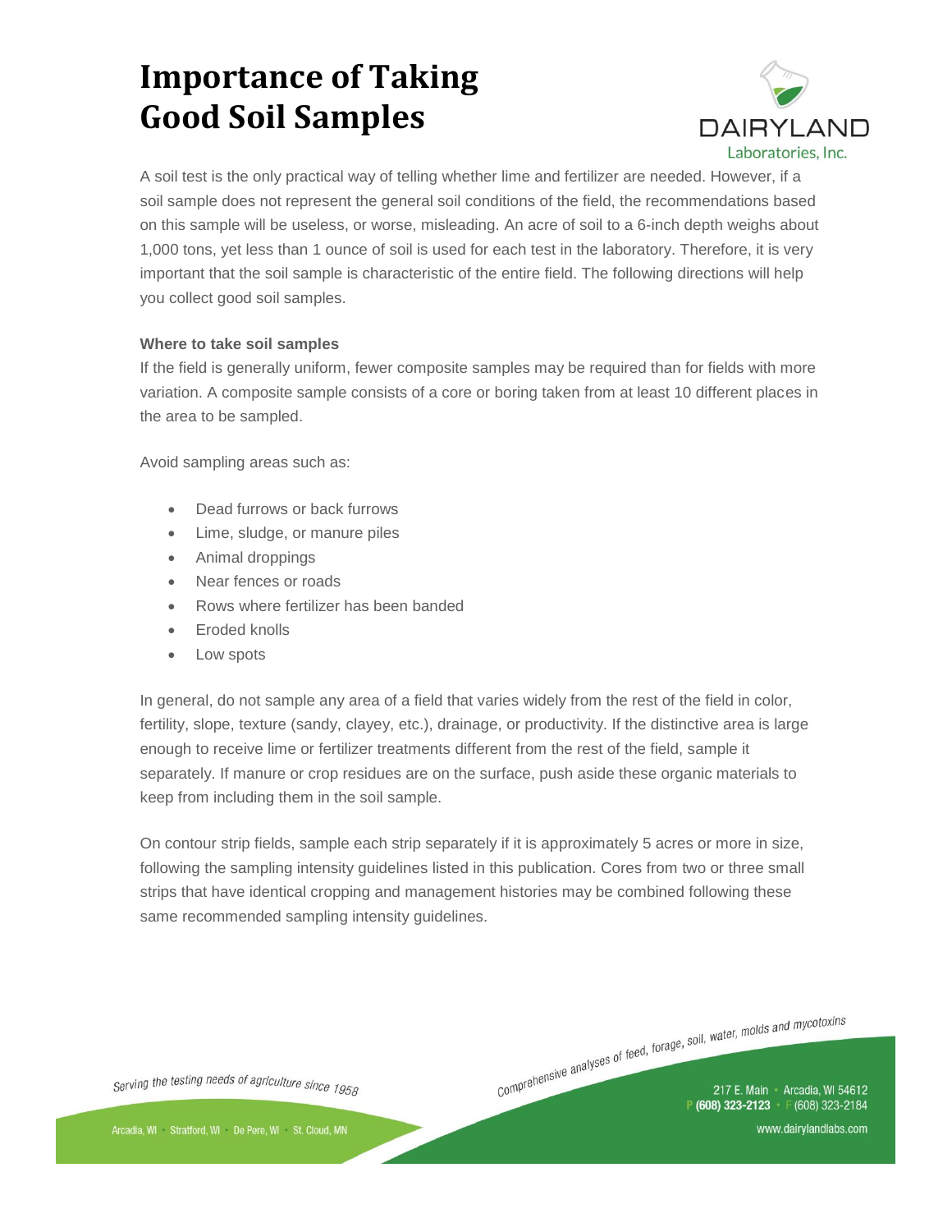# Importance of Taking Good Soil Samples

A soil test is the only practical way of telling whether lime and fertilizer are needed. However, if a soil sample does not represent the general soil conditions of the field, the recommendations based on this sample will be useless, or worse, misleading. An acre of soil to a 6-inch depth weighs about 1,000 tons, yet less than 1 ounce of soil is used for each test in the laboratory. Therefore, it is very important that the soil sample is characteristic of the entire field. The following directions will help you collect good soil samples.

**Where to take soil samples**

If the field is generally uniform, fewer composite samples may be required than for fields with more variation. A composite sample consists of a core or boring taken from at least 10 different places in the area to be sampled.

Avoid sampling areas such as:

- Dead furrows or back furrows
- Lime, sludge, or manure piles
- Animal droppings
- Near fences or roads
- Rows where fertilizer has been banded
- Eroded knolls
- Low spots

In general, do not sample any area of a field that varies widely from the rest of the field in color, fertility, slope, texture (sandy, clayey, etc.), drainage, or productivity. If the distinctive area is large enough to receive lime or fertilizer treatments different from the rest of the field, sample it separately. If manure or crop residues are on the surface, push aside these organic materials to keep from including them in the soil sample.

On contour strip fields, sample each strip separately if it is approximately 5 acres or more in size, following the sampling intensity guidelines listed in this publication. Cores from two or three small strips that have identical cropping and management histories may be combined following these same recommended sampling intensity guidelines.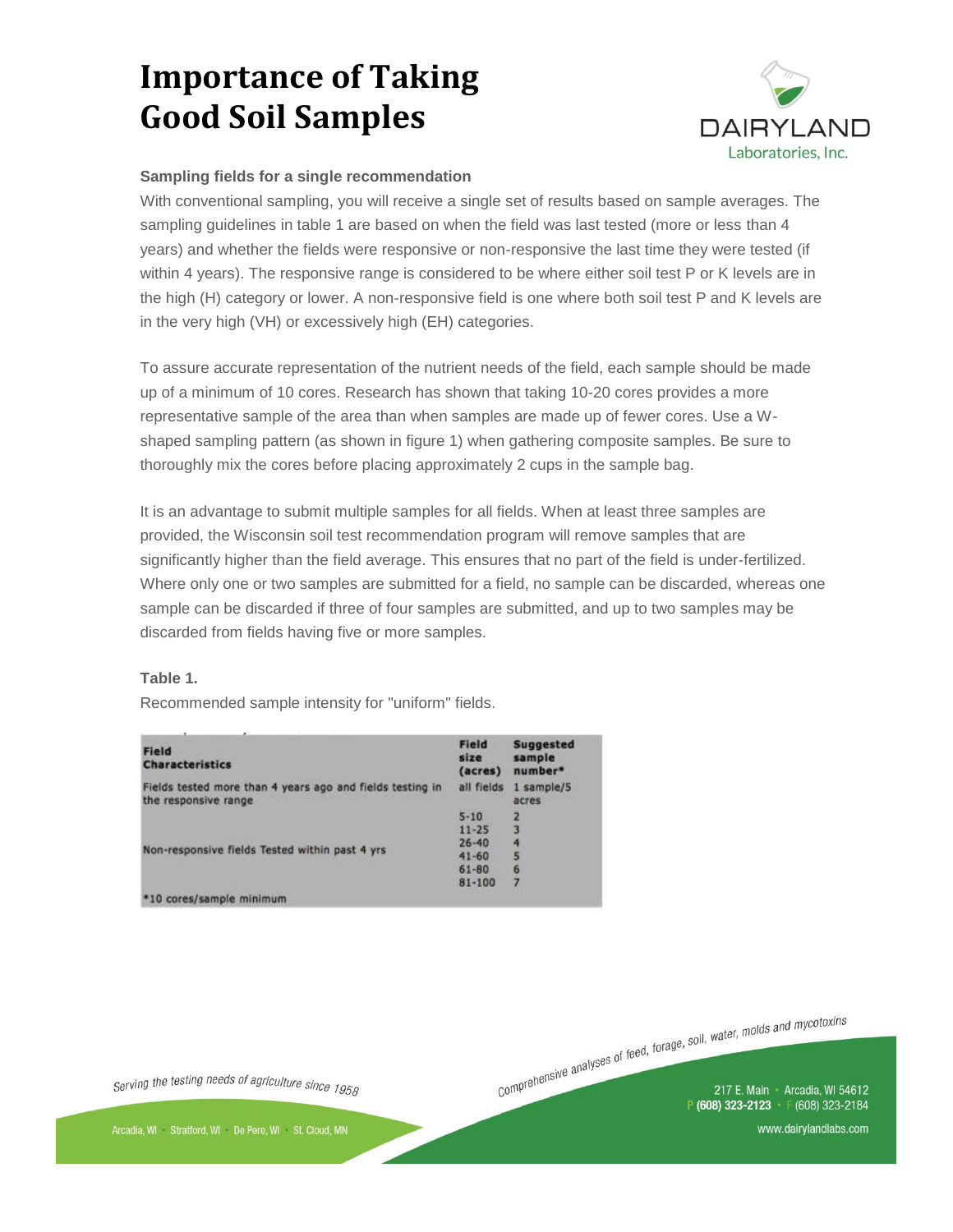# Importance of Taking Good Soil Samples

### Sampling fields for a single recommendation

With conventional sampling, you will receive a single set of results based on sample averages. The sampling guidelines in table 1 are based on when the field was last tested (more or less than 4 years) and whether the fields were responsive or non-responsive the last time they were tested (if within 4 years). The responsive range is considered to be where either soil test P or K levels are in the high (H) category or lower. A non-responsive field is one where both soil test P and K levels are in the very high (VH) or excessively high (EH) categories.

To assure accurate representation of the nutrient needs of the field, each sample should be made up of a minimum of 10 cores. Research has shown that taking 10-20 cores provides a more representative sample of the area than when samples are made up of fewer cores. Use a W-shaped sampling pattern (as shown in figure 1) when gathering composite samples. Be sure to thoroughly mix the cores before placing approximately 2 cups in the sample bag.

It is an advantage to submit multiple samples for all fields. When at least three samples are provided, the Wisconsin soil test recommendation program will remove samples that are significantly higher than the field average. This ensures that no part of the field is under-fertilized. Where only one or two samples are submitted for a field, no sample can be discarded, whereas one sample can be discarded if three of four samples are submitted, and up to two samples may be discarded from fields having five or more samples.

**Table 1.**

Recommended sample intensity for "uniform" fields.

| Field Characteristics | Field size (acres) | Suggested sample number* |
|---|---|---|
| Fields tested more than 4 years ago and fields testing in the responsive range | all fields | 1 sample/5 acres |
| Non-responsive fields Tested within past 4 yrs | 5-10 | 2 |
| | 11-25 | 3 |
| | 26-40 | 4 |
| | 41-60 | 5 |
| | 61-80 | 6 |
| | 81-100 | 7 |

*10 cores/sample minimum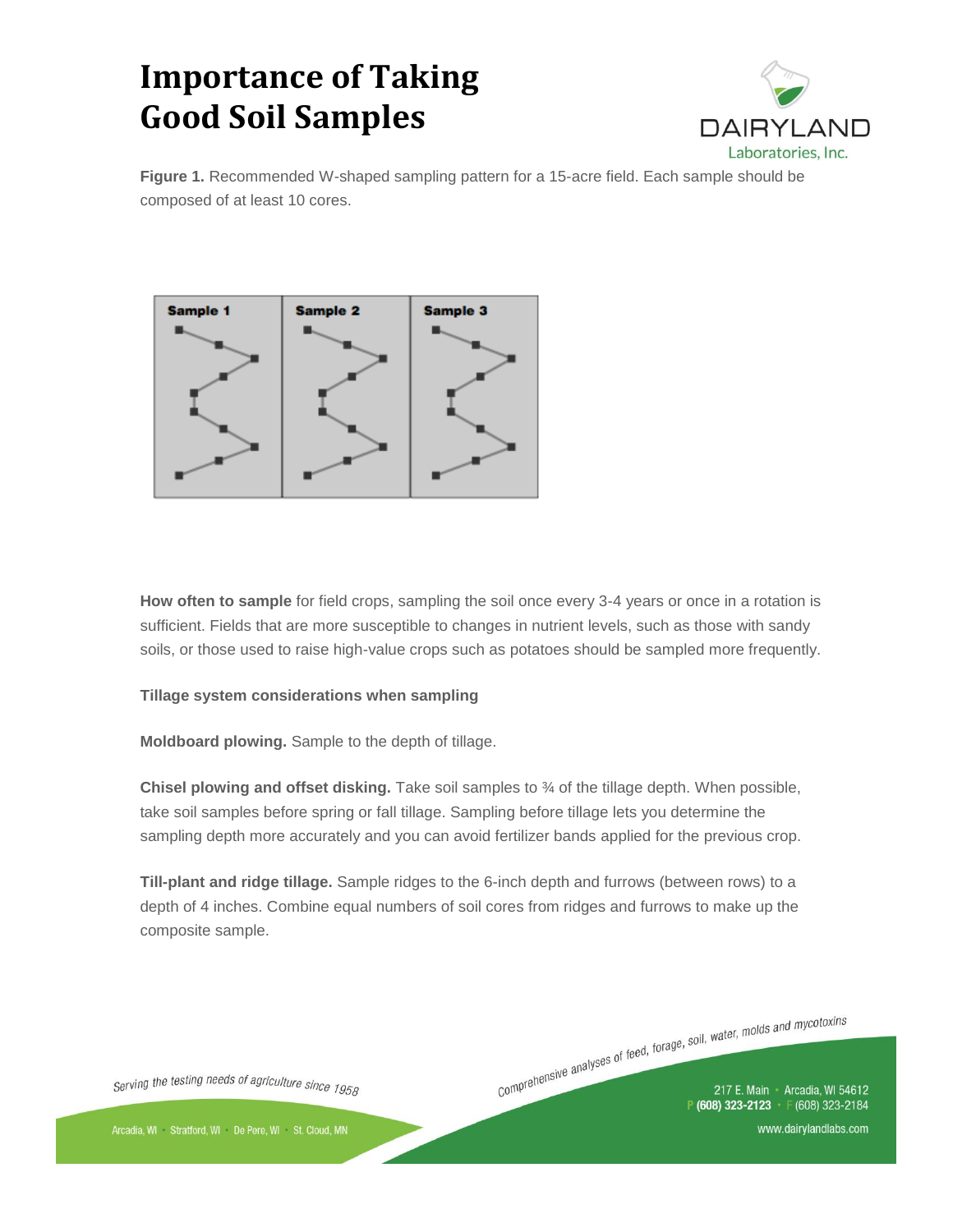# Importance of Taking Good Soil Samples

**Figure 1.** Recommended W-shaped sampling pattern for a 15-acre field. Each sample should be composed of at least 10 cores.

**How often to sample** for field crops, sampling the soil once every 3-4 years or once in a rotation is sufficient. Fields that are more susceptible to changes in nutrient levels, such as those with sandy soils, or those used to raise high-value crops such as potatoes should be sampled more frequently.

**Tillage system considerations when sampling**

**Moldboard plowing.** Sample to the depth of tillage.

**Chisel plowing and offset disking.** Take soil samples to ¾ of the tillage depth. When possible, take soil samples before spring or fall tillage. Sampling before tillage lets you determine the sampling depth more accurately and you can avoid fertilizer bands applied for the previous crop.

**Till-plant and ridge tillage.** Sample ridges to the 6-inch depth and furrows (between rows) to a depth of 4 inches. Combine equal numbers of soil cores from ridges and furrows to make up the composite sample.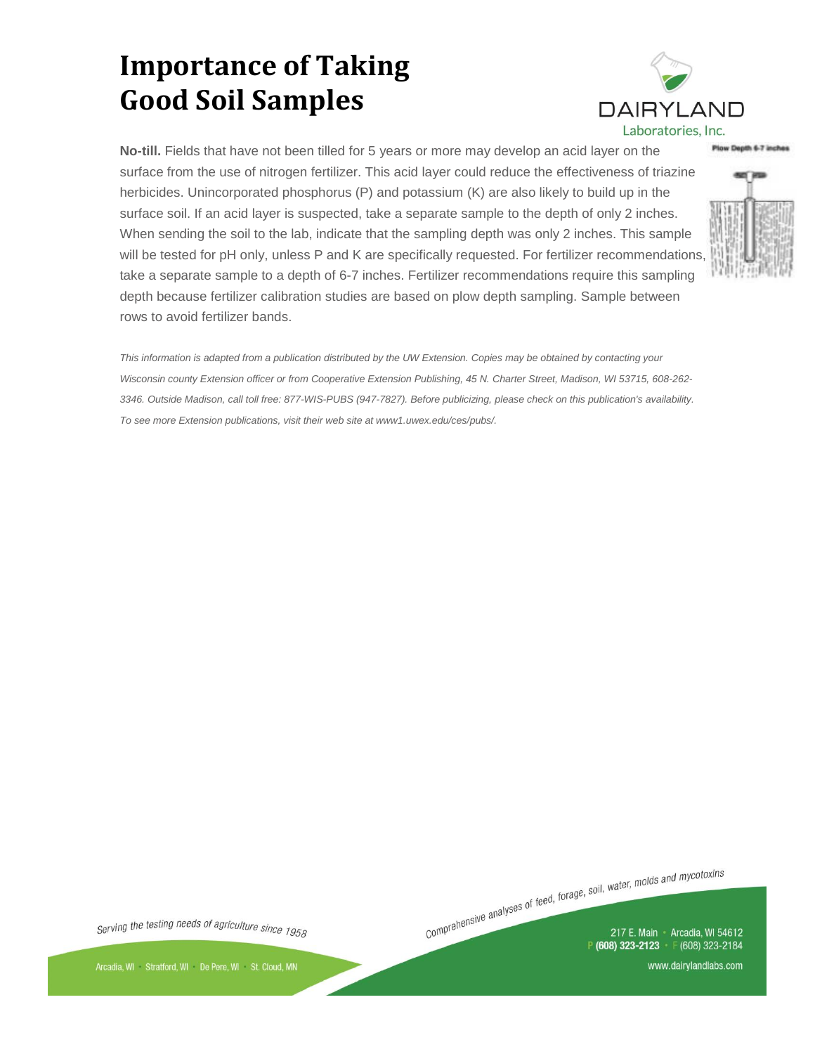# Importance of Taking Good Soil Samples

**No-till.** Fields that have not been tilled for 5 years or more may develop an acid layer on the surface from the use of nitrogen fertilizer. This acid layer could reduce the effectiveness of triazine herbicides. Unincorporated phosphorus (P) and potassium (K) are also likely to build up in the surface soil. If an acid layer is suspected, take a separate sample to the depth of only 2 inches. When sending the soil to the lab, indicate that the sampling depth was only 2 inches. This sample will be tested for pH only, unless P and K are specifically requested. For fertilizer recommendations, take a separate sample to a depth of 6-7 inches. Fertilizer recommendations require this sampling depth because fertilizer calibration studies are based on plow depth sampling. Sample between rows to avoid fertilizer bands.

Plow Depth 6-7 inches

*This information is adapted from a publication distributed by the UW Extension. Copies may be obtained by contacting your Wisconsin county Extension officer or from Cooperative Extension Publishing, 45 N. Charter Street, Madison, WI 53715, 608-262-3346. Outside Madison, call toll free: 877-WIS-PUBS (947-7827). Before publicizing, please check on this publication's availability. To see more Extension publications, visit their web site at www1.uwex.edu/ces/pubs/.*